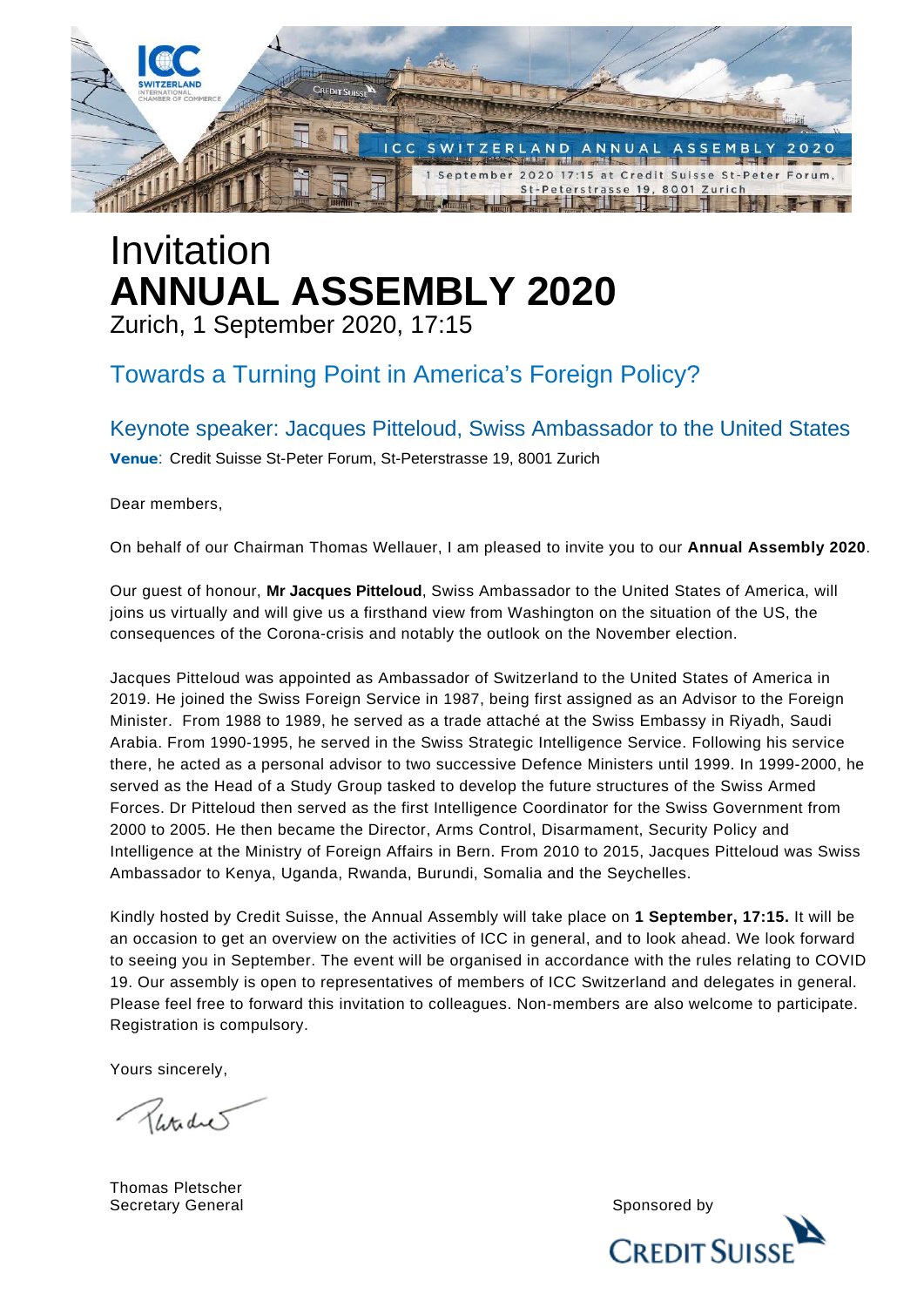ICC SWITZERLAND ANNUAL ASSEMBLY 2020

1 September 2020 17:15 at Credit Suisse St-Peter Forum, St-Peterstrasse 19, 8001 Zurich

# Invitation
# **ANNUAL ASSEMBLY 2020**

Zurich, 1 September 2020, 17:15

## Towards a Turning Point in America's Foreign Policy?

### Keynote speaker: Jacques Pitteloud, Swiss Ambassador to the United States

**Venue**: Credit Suisse St-Peter Forum, St-Peterstrasse 19, 8001 Zurich

Dear members,

On behalf of our Chairman Thomas Wellauer, I am pleased to invite you to our **Annual Assembly 2020**.

Our guest of honour, **Mr Jacques Pitteloud**, Swiss Ambassador to the United States of America, will joins us virtually and will give us a firsthand view from Washington on the situation of the US, the consequences of the Corona-crisis and notably the outlook on the November election.

Jacques Pitteloud was appointed as Ambassador of Switzerland to the United States of America in 2019. He joined the Swiss Foreign Service in 1987, being first assigned as an Advisor to the Foreign Minister. From 1988 to 1989, he served as a trade attaché at the Swiss Embassy in Riyadh, Saudi Arabia. From 1990-1995, he served in the Swiss Strategic Intelligence Service. Following his service there, he acted as a personal advisor to two successive Defence Ministers until 1999. In 1999-2000, he served as the Head of a Study Group tasked to develop the future structures of the Swiss Armed Forces. Dr Pitteloud then served as the first Intelligence Coordinator for the Swiss Government from 2000 to 2005. He then became the Director, Arms Control, Disarmament, Security Policy and Intelligence at the Ministry of Foreign Affairs in Bern. From 2010 to 2015, Jacques Pitteloud was Swiss Ambassador to Kenya, Uganda, Rwanda, Burundi, Somalia and the Seychelles.

Kindly hosted by Credit Suisse, the Annual Assembly will take place on **1 September, 17:15.** It will be an occasion to get an overview on the activities of ICC in general, and to look ahead. We look forward to seeing you in September. The event will be organised in accordance with the rules relating to COVID 19. Our assembly is open to representatives of members of ICC Switzerland and delegates in general. Please feel free to forward this invitation to colleagues. Non-members are also welcome to participate. Registration is compulsory.

Yours sincerely,

Thomas Pletscher
Secretary General

Sponsored by

CREDIT SUISSE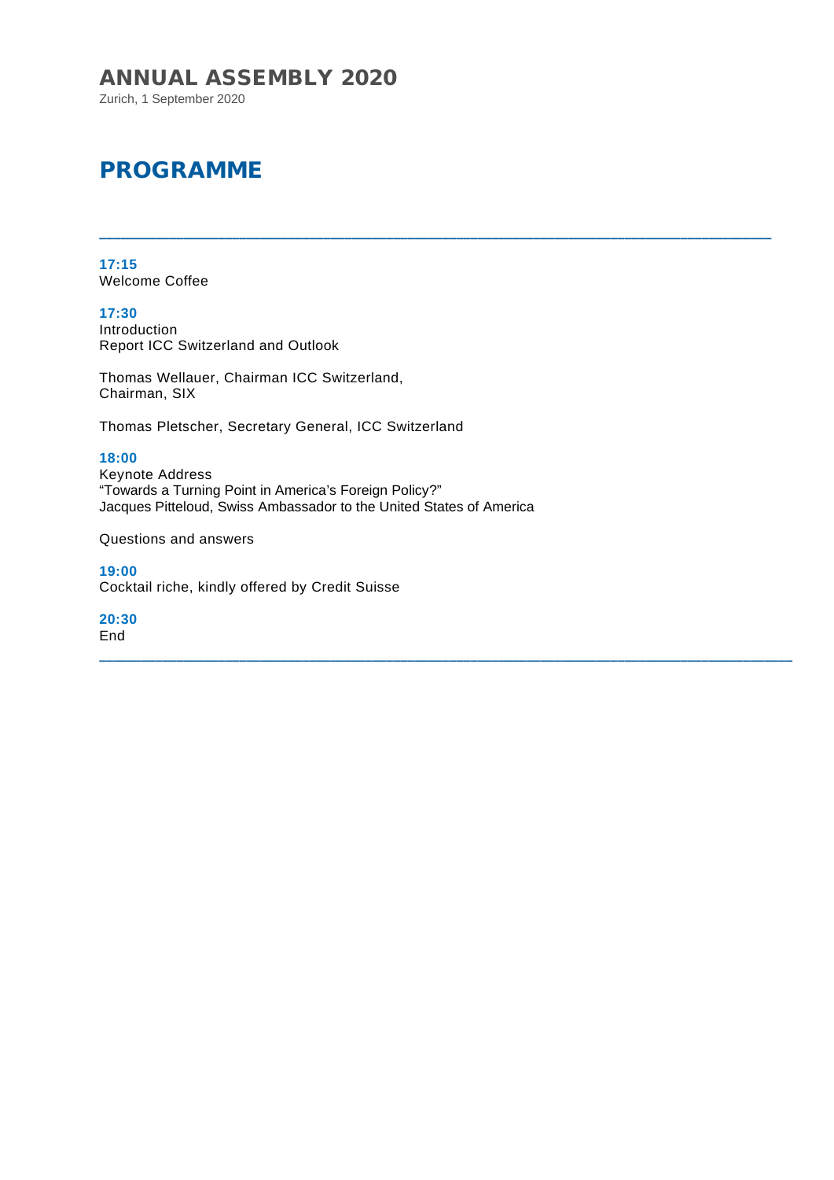# ANNUAL ASSEMBLY 2020

Zurich, 1 September 2020

## PROGRAMME

---

**17:15**
Welcome Coffee

**17:30**
Introduction
Report ICC Switzerland and Outlook

Thomas Wellauer, Chairman ICC Switzerland,
Chairman, SIX

Thomas Pletscher, Secretary General, ICC Switzerland

**18:00**
Keynote Address
"Towards a Turning Point in America's Foreign Policy?"
Jacques Pitteloud, Swiss Ambassador to the United States of America

Questions and answers

**19:00**
Cocktail riche, kindly offered by Credit Suisse

**20:30**
End

---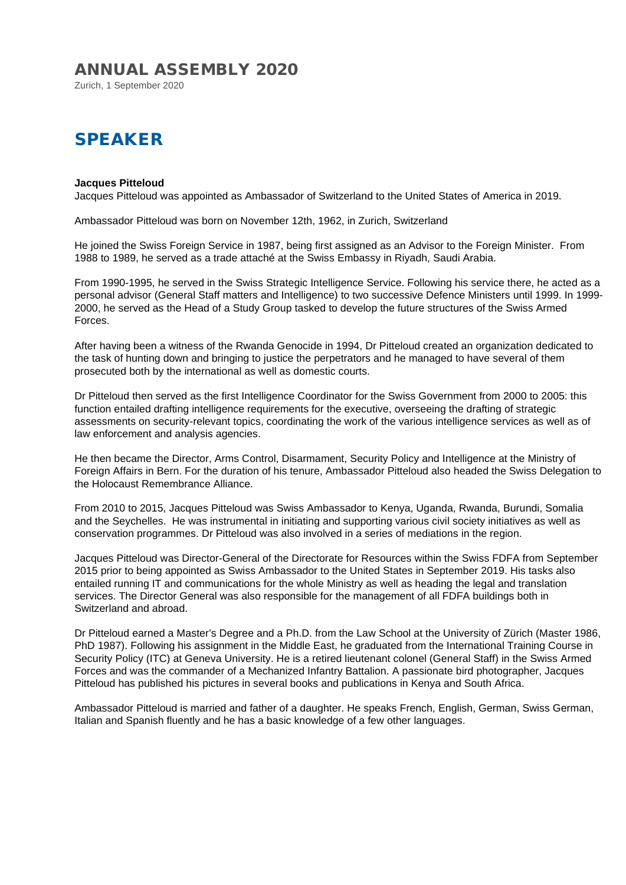# ANNUAL ASSEMBLY 2020

Zurich, 1 September 2020

## SPEAKER

**Jacques Pitteloud**

Jacques Pitteloud was appointed as Ambassador of Switzerland to the United States of America in 2019.

Ambassador Pitteloud was born on November 12th, 1962, in Zurich, Switzerland

He joined the Swiss Foreign Service in 1987, being first assigned as an Advisor to the Foreign Minister. From 1988 to 1989, he served as a trade attaché at the Swiss Embassy in Riyadh, Saudi Arabia.

From 1990-1995, he served in the Swiss Strategic Intelligence Service. Following his service there, he acted as a personal advisor (General Staff matters and Intelligence) to two successive Defence Ministers until 1999. In 1999-2000, he served as the Head of a Study Group tasked to develop the future structures of the Swiss Armed Forces.

After having been a witness of the Rwanda Genocide in 1994, Dr Pitteloud created an organization dedicated to the task of hunting down and bringing to justice the perpetrators and he managed to have several of them prosecuted both by the international as well as domestic courts.

Dr Pitteloud then served as the first Intelligence Coordinator for the Swiss Government from 2000 to 2005: this function entailed drafting intelligence requirements for the executive, overseeing the drafting of strategic assessments on security-relevant topics, coordinating the work of the various intelligence services as well as of law enforcement and analysis agencies.

He then became the Director, Arms Control, Disarmament, Security Policy and Intelligence at the Ministry of Foreign Affairs in Bern. For the duration of his tenure, Ambassador Pitteloud also headed the Swiss Delegation to the Holocaust Remembrance Alliance.

From 2010 to 2015, Jacques Pitteloud was Swiss Ambassador to Kenya, Uganda, Rwanda, Burundi, Somalia and the Seychelles. He was instrumental in initiating and supporting various civil society initiatives as well as conservation programmes. Dr Pitteloud was also involved in a series of mediations in the region.

Jacques Pitteloud was Director-General of the Directorate for Resources within the Swiss FDFA from September 2015 prior to being appointed as Swiss Ambassador to the United States in September 2019. His tasks also entailed running IT and communications for the whole Ministry as well as heading the legal and translation services. The Director General was also responsible for the management of all FDFA buildings both in Switzerland and abroad.

Dr Pitteloud earned a Master's Degree and a Ph.D. from the Law School at the University of Zürich (Master 1986, PhD 1987). Following his assignment in the Middle East, he graduated from the International Training Course in Security Policy (ITC) at Geneva University. He is a retired lieutenant colonel (General Staff) in the Swiss Armed Forces and was the commander of a Mechanized Infantry Battalion. A passionate bird photographer, Jacques Pitteloud has published his pictures in several books and publications in Kenya and South Africa.

Ambassador Pitteloud is married and father of a daughter. He speaks French, English, German, Swiss German, Italian and Spanish fluently and he has a basic knowledge of a few other languages.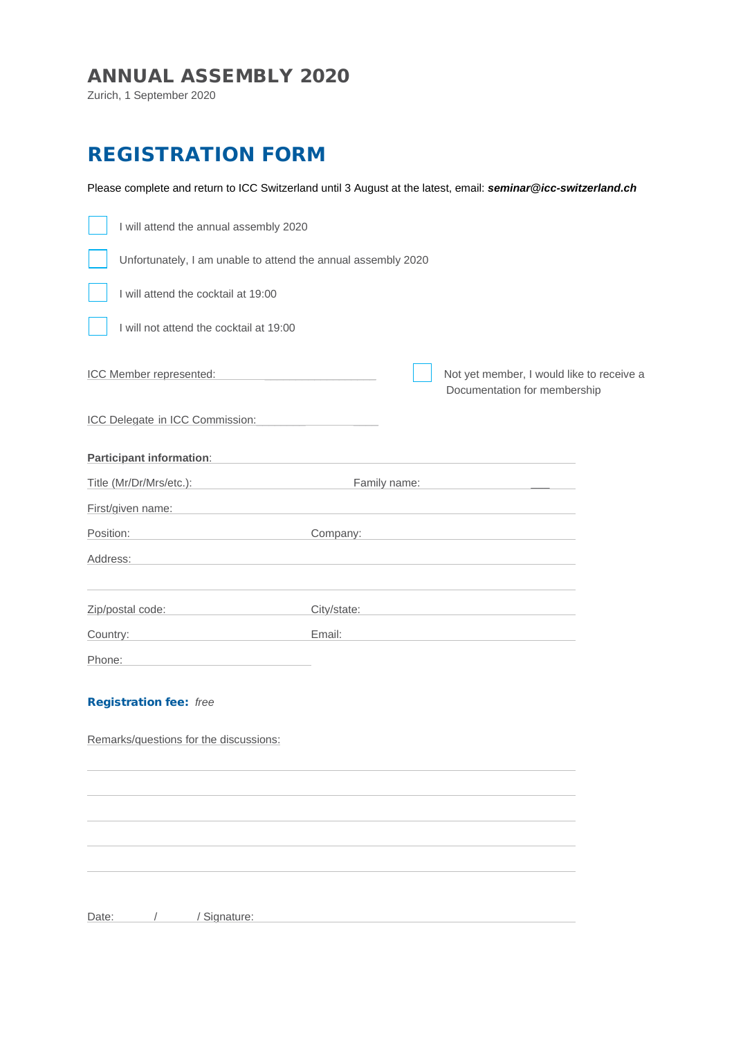# ANNUAL ASSEMBLY 2020

Zurich, 1 September 2020

## REGISTRATION FORM

Please complete and return to ICC Switzerland until 3 August at the latest, email: ***seminar@icc-switzerland.ch***

☐ I will attend the annual assembly 2020

☐ Unfortunately, I am unable to attend the annual assembly 2020

☐ I will attend the cocktail at 19:00

☐ I will not attend the cocktail at 19:00

ICC Member represented: ______________________

☐ Not yet member, I would like to receive a Documentation for membership

ICC Delegate in ICC Commission: ______________________

**Participant information**:

Title (Mr/Dr/Mrs/etc.): ______________________ Family name: ______________________

First/given name: ______________________

Position: ______________________ Company: ______________________

Address: ______________________

______________________

Zip/postal code: ______________________ City/state: ______________________

Country: ______________________ Email: ______________________

Phone: ______________________

**Registration fee:** *free*

Remarks/questions for the discussions:

______________________

______________________

______________________

______________________

______________________

Date: ____ / ____ / Signature: ______________________